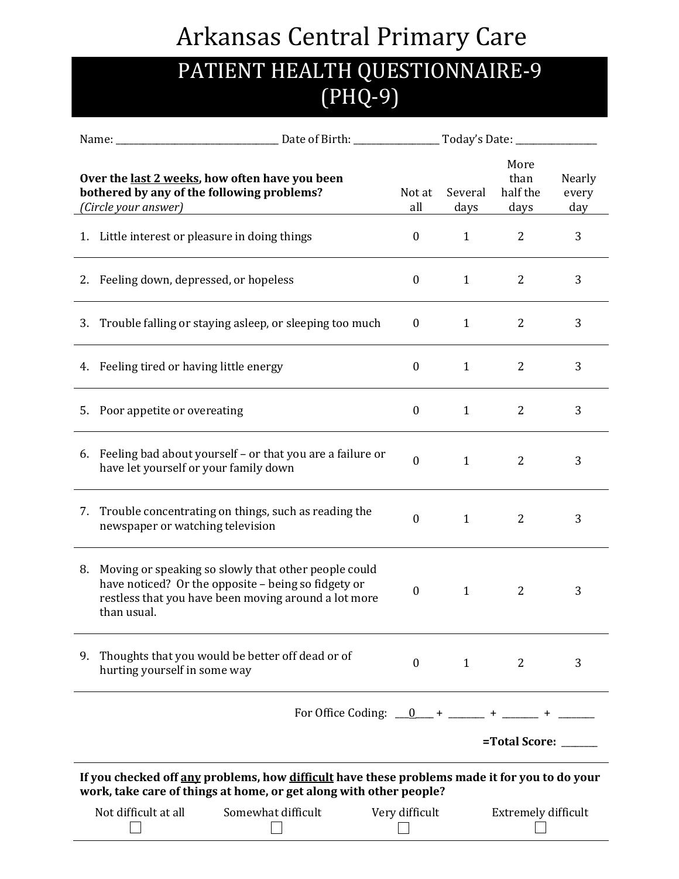# Arkansas Central Primary Care

## PATIENT HEALTH QUESTIONNAIRE-9 (PHQ-9)

Name: ______________________ Date of Birth: ______________ Today's Date: ______________

| **Over the <u>last 2 weeks</u>, how often have you been bothered by any of the following problems?** *(Circle your answer)* | Not at all | Several days | More than half the days | Nearly every day |
|---|---|---|---|---|
| 1. Little interest or pleasure in doing things | 0 | 1 | 2 | 3 |
| 2. Feeling down, depressed, or hopeless | 0 | 1 | 2 | 3 |
| 3. Trouble falling or staying asleep, or sleeping too much | 0 | 1 | 2 | 3 |
| 4. Feeling tired or having little energy | 0 | 1 | 2 | 3 |
| 5. Poor appetite or overeating | 0 | 1 | 2 | 3 |
| 6. Feeling bad about yourself – or that you are a failure or have let yourself or your family down | 0 | 1 | 2 | 3 |
| 7. Trouble concentrating on things, such as reading the newspaper or watching television | 0 | 1 | 2 | 3 |
| 8. Moving or speaking so slowly that other people could have noticed? Or the opposite – being so fidgety or restless that you have been moving around a lot more than usual. | 0 | 1 | 2 | 3 |
| 9. Thoughts that you would be better off dead or of hurting yourself in some way | 0 | 1 | 2 | 3 |

For Office Coding: ___0___ + ________ + ________ + ________

**=Total Score:** ________

**If you checked off <u>any</u> problems, how <u>difficult</u> have these problems made it for you to do your work, take care of things at home, or get along with other people?**

| Not difficult at all | Somewhat difficult | Very difficult | Extremely difficult |
|---|---|---|---|
| ☐ | ☐ | ☐ | ☐ |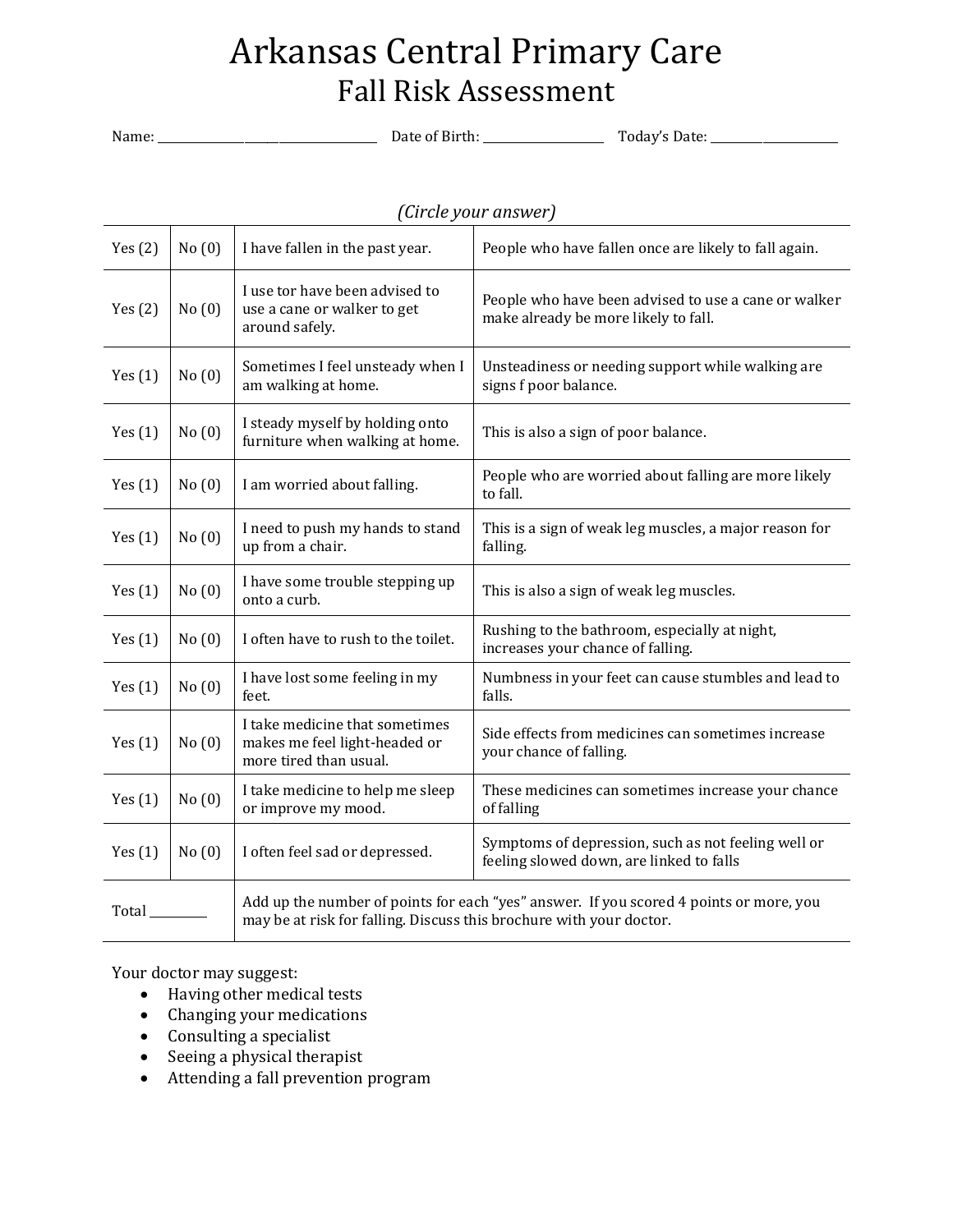# Arkansas Central Primary Care

## Fall Risk Assessment

Name: ___________________________ Date of Birth: _______________ Today's Date: ________________

*(Circle your answer)*

| | | | |
|---|---|---|---|
| Yes (2) | No (0) | I have fallen in the past year. | People who have fallen once are likely to fall again. |
| Yes (2) | No (0) | I use tor have been advised to use a cane or walker to get around safely. | People who have been advised to use a cane or walker make already be more likely to fall. |
| Yes (1) | No (0) | Sometimes I feel unsteady when I am walking at home. | Unsteadiness or needing support while walking are signs f poor balance. |
| Yes (1) | No (0) | I steady myself by holding onto furniture when walking at home. | This is also a sign of poor balance. |
| Yes (1) | No (0) | I am worried about falling. | People who are worried about falling are more likely to fall. |
| Yes (1) | No (0) | I need to push my hands to stand up from a chair. | This is a sign of weak leg muscles, a major reason for falling. |
| Yes (1) | No (0) | I have some trouble stepping up onto a curb. | This is also a sign of weak leg muscles. |
| Yes (1) | No (0) | I often have to rush to the toilet. | Rushing to the bathroom, especially at night, increases your chance of falling. |
| Yes (1) | No (0) | I have lost some feeling in my feet. | Numbness in your feet can cause stumbles and lead to falls. |
| Yes (1) | No (0) | I take medicine that sometimes makes me feel light-headed or more tired than usual. | Side effects from medicines can sometimes increase your chance of falling. |
| Yes (1) | No (0) | I take medicine to help me sleep or improve my mood. | These medicines can sometimes increase your chance of falling |
| Yes (1) | No (0) | I often feel sad or depressed. | Symptoms of depression, such as not feeling well or feeling slowed down, are linked to falls |
| Total _______ | | Add up the number of points for each "yes" answer. If you scored 4 points or more, you may be at risk for falling. Discuss this brochure with your doctor. | |

Your doctor may suggest:

- Having other medical tests
- Changing your medications
- Consulting a specialist
- Seeing a physical therapist
- Attending a fall prevention program